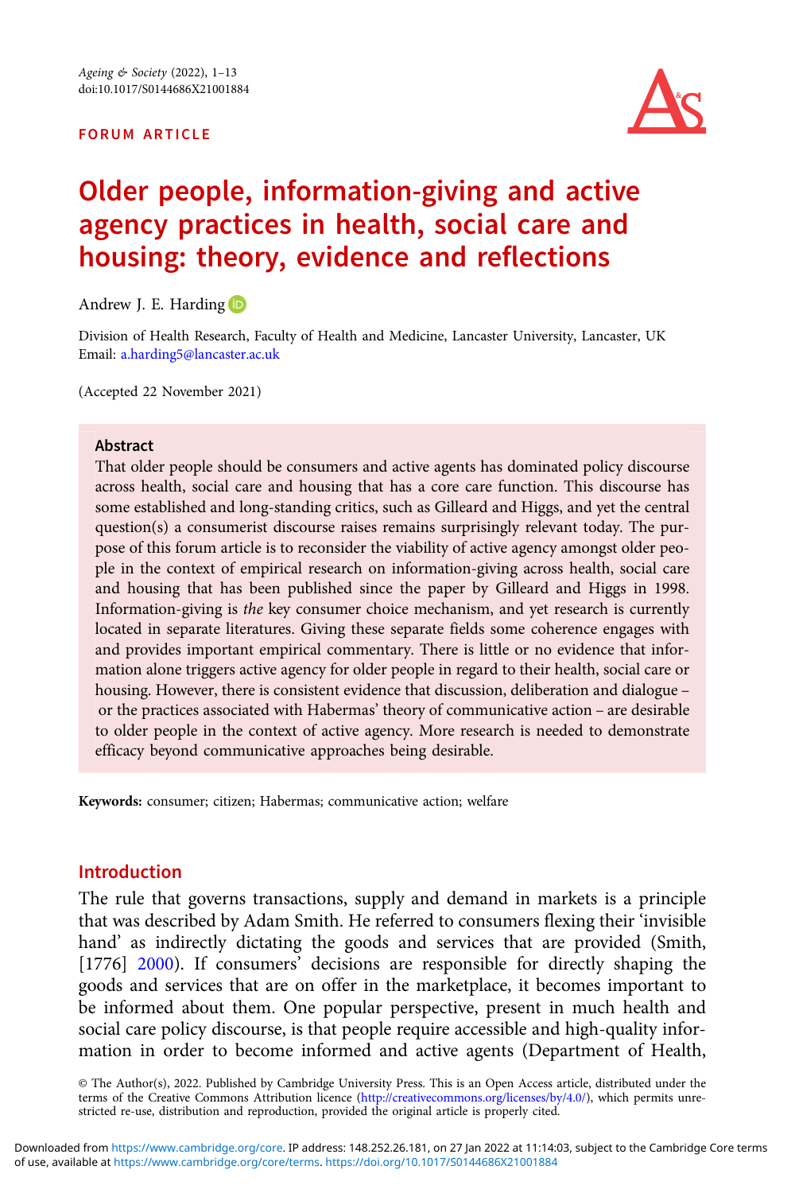FORUM ARTICLE

# Older people, information-giving and active agency practices in health, social care and housing: theory, evidence and reflections

Andrew J. E. Harding

Division of Health Research, Faculty of Health and Medicine, Lancaster University, Lancaster, UK
Email: a.harding5@lancaster.ac.uk

(Accepted 22 November 2021)

## Abstract

That older people should be consumers and active agents has dominated policy discourse across health, social care and housing that has a core care function. This discourse has some established and long-standing critics, such as Gilleard and Higgs, and yet the central question(s) a consumerist discourse raises remains surprisingly relevant today. The purpose of this forum article is to reconsider the viability of active agency amongst older people in the context of empirical research on information-giving across health, social care and housing that has been published since the paper by Gilleard and Higgs in 1998. Information-giving is *the* key consumer choice mechanism, and yet research is currently located in separate literatures. Giving these separate fields some coherence engages with and provides important empirical commentary. There is little or no evidence that information alone triggers active agency for older people in regard to their health, social care or housing. However, there is consistent evidence that discussion, deliberation and dialogue – or the practices associated with Habermas' theory of communicative action – are desirable to older people in the context of active agency. More research is needed to demonstrate efficacy beyond communicative approaches being desirable.

**Keywords:** consumer; citizen; Habermas; communicative action; welfare

## Introduction

The rule that governs transactions, supply and demand in markets is a principle that was described by Adam Smith. He referred to consumers flexing their 'invisible hand' as indirectly dictating the goods and services that are provided (Smith, [1776] 2000). If consumers' decisions are responsible for directly shaping the goods and services that are on offer in the marketplace, it becomes important to be informed about them. One popular perspective, present in much health and social care policy discourse, is that people require accessible and high-quality information in order to become informed and active agents (Department of Health,

© The Author(s), 2022. Published by Cambridge University Press. This is an Open Access article, distributed under the terms of the Creative Commons Attribution licence (http://creativecommons.org/licenses/by/4.0/), which permits unrestricted re-use, distribution and reproduction, provided the original article is properly cited.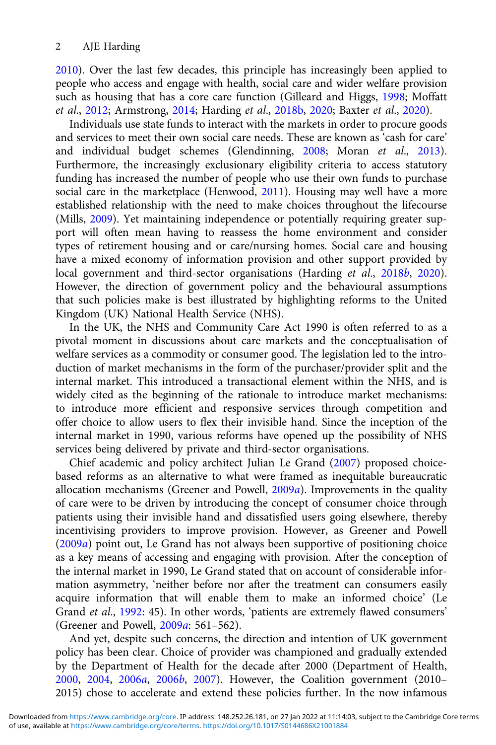2010). Over the last few decades, this principle has increasingly been applied to people who access and engage with health, social care and wider welfare provision such as housing that has a core care function (Gilleard and Higgs, 1998; Moffatt *et al*., 2012; Armstrong, 2014; Harding *et al*., 2018b, 2020; Baxter *et al*., 2020).

Individuals use state funds to interact with the markets in order to procure goods and services to meet their own social care needs. These are known as 'cash for care' and individual budget schemes (Glendinning, 2008; Moran *et al*., 2013). Furthermore, the increasingly exclusionary eligibility criteria to access statutory funding has increased the number of people who use their own funds to purchase social care in the marketplace (Henwood, 2011). Housing may well have a more established relationship with the need to make choices throughout the lifecourse (Mills, 2009). Yet maintaining independence or potentially requiring greater support will often mean having to reassess the home environment and consider types of retirement housing and or care/nursing homes. Social care and housing have a mixed economy of information provision and other support provided by local government and third-sector organisations (Harding *et al*., 2018*b*, 2020). However, the direction of government policy and the behavioural assumptions that such policies make is best illustrated by highlighting reforms to the United Kingdom (UK) National Health Service (NHS).

In the UK, the NHS and Community Care Act 1990 is often referred to as a pivotal moment in discussions about care markets and the conceptualisation of welfare services as a commodity or consumer good. The legislation led to the introduction of market mechanisms in the form of the purchaser/provider split and the internal market. This introduced a transactional element within the NHS, and is widely cited as the beginning of the rationale to introduce market mechanisms: to introduce more efficient and responsive services through competition and offer choice to allow users to flex their invisible hand. Since the inception of the internal market in 1990, various reforms have opened up the possibility of NHS services being delivered by private and third-sector organisations.

Chief academic and policy architect Julian Le Grand (2007) proposed choice-based reforms as an alternative to what were framed as inequitable bureaucratic allocation mechanisms (Greener and Powell, 2009*a*). Improvements in the quality of care were to be driven by introducing the concept of consumer choice through patients using their invisible hand and dissatisfied users going elsewhere, thereby incentivising providers to improve provision. However, as Greener and Powell (2009*a*) point out, Le Grand has not always been supportive of positioning choice as a key means of accessing and engaging with provision. After the conception of the internal market in 1990, Le Grand stated that on account of considerable information asymmetry, 'neither before nor after the treatment can consumers easily acquire information that will enable them to make an informed choice' (Le Grand *et al*., 1992: 45). In other words, 'patients are extremely flawed consumers' (Greener and Powell, 2009*a*: 561–562).

And yet, despite such concerns, the direction and intention of UK government policy has been clear. Choice of provider was championed and gradually extended by the Department of Health for the decade after 2000 (Department of Health, 2000, 2004, 2006*a*, 2006*b*, 2007). However, the Coalition government (2010–2015) chose to accelerate and extend these policies further. In the now infamous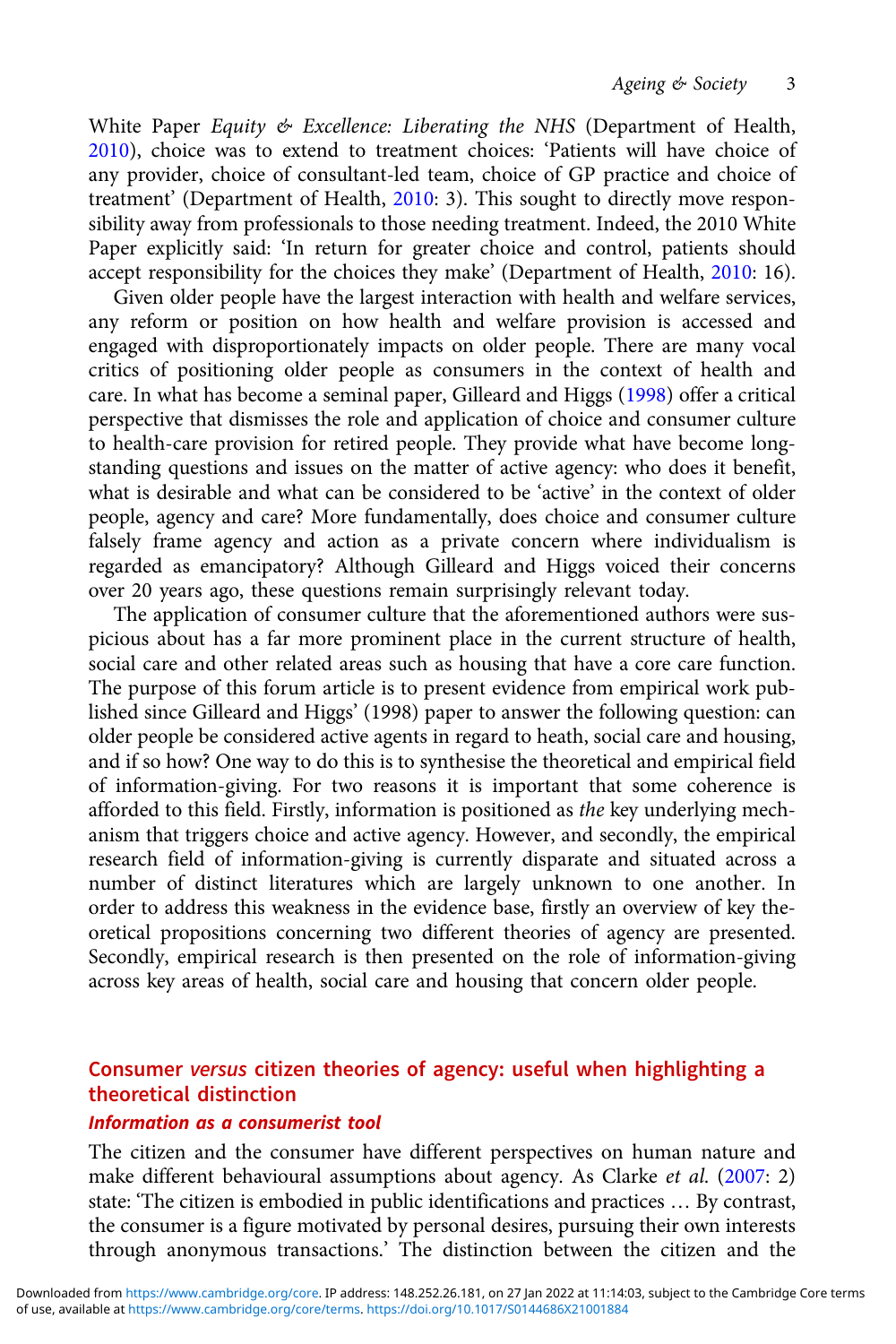White Paper *Equity & Excellence: Liberating the NHS* (Department of Health, 2010), choice was to extend to treatment choices: 'Patients will have choice of any provider, choice of consultant-led team, choice of GP practice and choice of treatment' (Department of Health, 2010: 3). This sought to directly move responsibility away from professionals to those needing treatment. Indeed, the 2010 White Paper explicitly said: 'In return for greater choice and control, patients should accept responsibility for the choices they make' (Department of Health, 2010: 16).

Given older people have the largest interaction with health and welfare services, any reform or position on how health and welfare provision is accessed and engaged with disproportionately impacts on older people. There are many vocal critics of positioning older people as consumers in the context of health and care. In what has become a seminal paper, Gilleard and Higgs (1998) offer a critical perspective that dismisses the role and application of choice and consumer culture to health-care provision for retired people. They provide what have become long-standing questions and issues on the matter of active agency: who does it benefit, what is desirable and what can be considered to be 'active' in the context of older people, agency and care? More fundamentally, does choice and consumer culture falsely frame agency and action as a private concern where individualism is regarded as emancipatory? Although Gilleard and Higgs voiced their concerns over 20 years ago, these questions remain surprisingly relevant today.

The application of consumer culture that the aforementioned authors were suspicious about has a far more prominent place in the current structure of health, social care and other related areas such as housing that have a core care function. The purpose of this forum article is to present evidence from empirical work published since Gilleard and Higgs' (1998) paper to answer the following question: can older people be considered active agents in regard to heath, social care and housing, and if so how? One way to do this is to synthesise the theoretical and empirical field of information-giving. For two reasons it is important that some coherence is afforded to this field. Firstly, information is positioned as *the* key underlying mechanism that triggers choice and active agency. However, and secondly, the empirical research field of information-giving is currently disparate and situated across a number of distinct literatures which are largely unknown to one another. In order to address this weakness in the evidence base, firstly an overview of key theoretical propositions concerning two different theories of agency are presented. Secondly, empirical research is then presented on the role of information-giving across key areas of health, social care and housing that concern older people.

## Consumer *versus* citizen theories of agency: useful when highlighting a theoretical distinction

### *Information as a consumerist tool*

The citizen and the consumer have different perspectives on human nature and make different behavioural assumptions about agency. As Clarke *et al.* (2007: 2) state: 'The citizen is embodied in public identifications and practices … By contrast, the consumer is a figure motivated by personal desires, pursuing their own interests through anonymous transactions.' The distinction between the citizen and the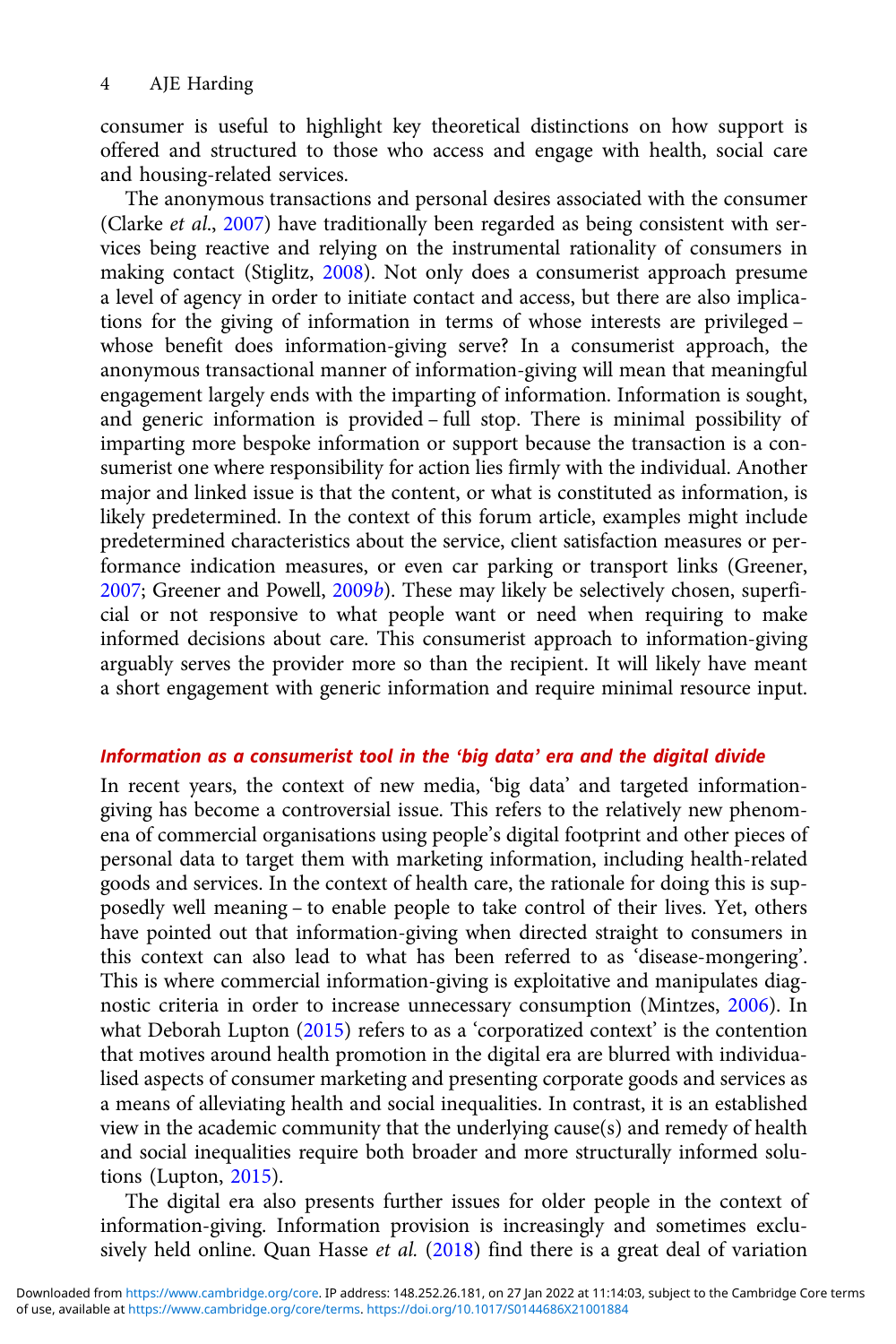consumer is useful to highlight key theoretical distinctions on how support is offered and structured to those who access and engage with health, social care and housing-related services.

The anonymous transactions and personal desires associated with the consumer (Clarke *et al.*, 2007) have traditionally been regarded as being consistent with services being reactive and relying on the instrumental rationality of consumers in making contact (Stiglitz, 2008). Not only does a consumerist approach presume a level of agency in order to initiate contact and access, but there are also implications for the giving of information in terms of whose interests are privileged – whose benefit does information-giving serve? In a consumerist approach, the anonymous transactional manner of information-giving will mean that meaningful engagement largely ends with the imparting of information. Information is sought, and generic information is provided – full stop. There is minimal possibility of imparting more bespoke information or support because the transaction is a consumerist one where responsibility for action lies firmly with the individual. Another major and linked issue is that the content, or what is constituted as information, is likely predetermined. In the context of this forum article, examples might include predetermined characteristics about the service, client satisfaction measures or performance indication measures, or even car parking or transport links (Greener, 2007; Greener and Powell, 2009*b*). These may likely be selectively chosen, superficial or not responsive to what people want or need when requiring to make informed decisions about care. This consumerist approach to information-giving arguably serves the provider more so than the recipient. It will likely have meant a short engagement with generic information and require minimal resource input.

### *Information as a consumerist tool in the 'big data' era and the digital divide*

In recent years, the context of new media, 'big data' and targeted information-giving has become a controversial issue. This refers to the relatively new phenomena of commercial organisations using people's digital footprint and other pieces of personal data to target them with marketing information, including health-related goods and services. In the context of health care, the rationale for doing this is supposedly well meaning – to enable people to take control of their lives. Yet, others have pointed out that information-giving when directed straight to consumers in this context can also lead to what has been referred to as 'disease-mongering'. This is where commercial information-giving is exploitative and manipulates diagnostic criteria in order to increase unnecessary consumption (Mintzes, 2006). In what Deborah Lupton (2015) refers to as a 'corporatized context' is the contention that motives around health promotion in the digital era are blurred with individualised aspects of consumer marketing and presenting corporate goods and services as a means of alleviating health and social inequalities. In contrast, it is an established view in the academic community that the underlying cause(s) and remedy of health and social inequalities require both broader and more structurally informed solutions (Lupton, 2015).

The digital era also presents further issues for older people in the context of information-giving. Information provision is increasingly and sometimes exclusively held online. Quan Hasse *et al.* (2018) find there is a great deal of variation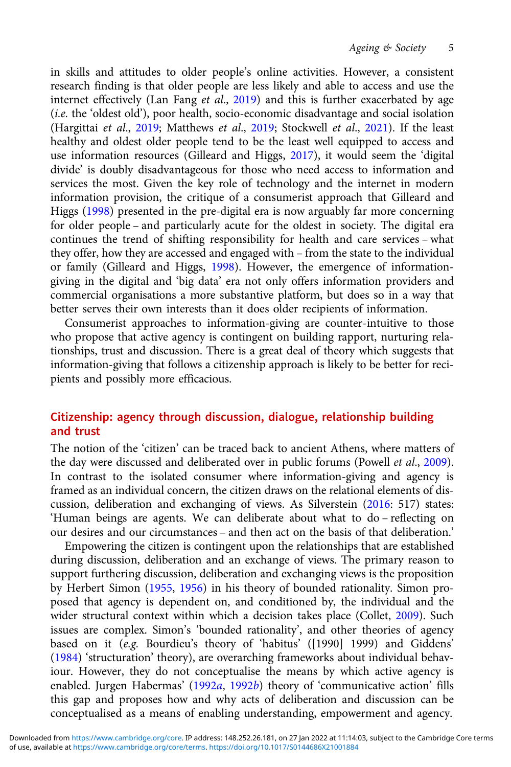in skills and attitudes to older people's online activities. However, a consistent research finding is that older people are less likely and able to access and use the internet effectively (Lan Fang *et al.*, 2019) and this is further exacerbated by age (*i.e.* the 'oldest old'), poor health, socio-economic disadvantage and social isolation (Hargittai *et al.*, 2019; Matthews *et al.*, 2019; Stockwell *et al.*, 2021). If the least healthy and oldest older people tend to be the least well equipped to access and use information resources (Gilleard and Higgs, 2017), it would seem the 'digital divide' is doubly disadvantageous for those who need access to information and services the most. Given the key role of technology and the internet in modern information provision, the critique of a consumerist approach that Gilleard and Higgs (1998) presented in the pre-digital era is now arguably far more concerning for older people – and particularly acute for the oldest in society. The digital era continues the trend of shifting responsibility for health and care services – what they offer, how they are accessed and engaged with – from the state to the individual or family (Gilleard and Higgs, 1998). However, the emergence of information-giving in the digital and 'big data' era not only offers information providers and commercial organisations a more substantive platform, but does so in a way that better serves their own interests than it does older recipients of information.

Consumerist approaches to information-giving are counter-intuitive to those who propose that active agency is contingent on building rapport, nurturing relationships, trust and discussion. There is a great deal of theory which suggests that information-giving that follows a citizenship approach is likely to be better for recipients and possibly more efficacious.

## Citizenship: agency through discussion, dialogue, relationship building and trust

The notion of the 'citizen' can be traced back to ancient Athens, where matters of the day were discussed and deliberated over in public forums (Powell *et al.*, 2009). In contrast to the isolated consumer where information-giving and agency is framed as an individual concern, the citizen draws on the relational elements of discussion, deliberation and exchanging of views. As Silverstein (2016: 517) states: 'Human beings are agents. We can deliberate about what to do – reflecting on our desires and our circumstances – and then act on the basis of that deliberation.'

Empowering the citizen is contingent upon the relationships that are established during discussion, deliberation and an exchange of views. The primary reason to support furthering discussion, deliberation and exchanging views is the proposition by Herbert Simon (1955, 1956) in his theory of bounded rationality. Simon proposed that agency is dependent on, and conditioned by, the individual and the wider structural context within which a decision takes place (Collet, 2009). Such issues are complex. Simon's 'bounded rationality', and other theories of agency based on it (*e.g.* Bourdieu's theory of 'habitus' ([1990] 1999) and Giddens' (1984) 'structuration' theory), are overarching frameworks about individual behaviour. However, they do not conceptualise the means by which active agency is enabled. Jurgen Habermas' (1992*a*, 1992*b*) theory of 'communicative action' fills this gap and proposes how and why acts of deliberation and discussion can be conceptualised as a means of enabling understanding, empowerment and agency.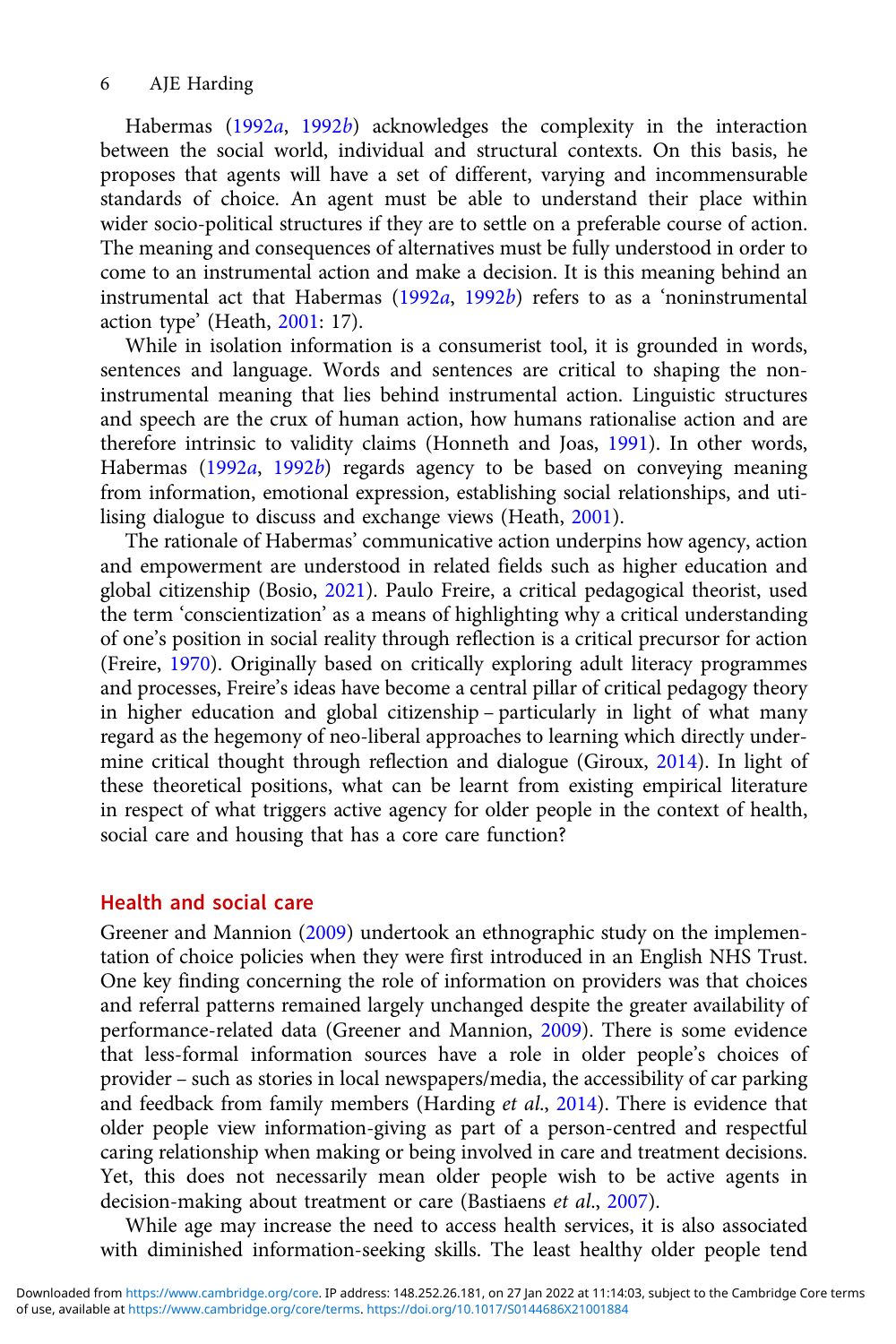Habermas (1992*a*, 1992*b*) acknowledges the complexity in the interaction between the social world, individual and structural contexts. On this basis, he proposes that agents will have a set of different, varying and incommensurable standards of choice. An agent must be able to understand their place within wider socio-political structures if they are to settle on a preferable course of action. The meaning and consequences of alternatives must be fully understood in order to come to an instrumental action and make a decision. It is this meaning behind an instrumental act that Habermas (1992*a*, 1992*b*) refers to as a 'noninstrumental action type' (Heath, 2001: 17).

While in isolation information is a consumerist tool, it is grounded in words, sentences and language. Words and sentences are critical to shaping the non-instrumental meaning that lies behind instrumental action. Linguistic structures and speech are the crux of human action, how humans rationalise action and are therefore intrinsic to validity claims (Honneth and Joas, 1991). In other words, Habermas (1992*a*, 1992*b*) regards agency to be based on conveying meaning from information, emotional expression, establishing social relationships, and utilising dialogue to discuss and exchange views (Heath, 2001).

The rationale of Habermas' communicative action underpins how agency, action and empowerment are understood in related fields such as higher education and global citizenship (Bosio, 2021). Paulo Freire, a critical pedagogical theorist, used the term 'conscientization' as a means of highlighting why a critical understanding of one's position in social reality through reflection is a critical precursor for action (Freire, 1970). Originally based on critically exploring adult literacy programmes and processes, Freire's ideas have become a central pillar of critical pedagogy theory in higher education and global citizenship – particularly in light of what many regard as the hegemony of neo-liberal approaches to learning which directly undermine critical thought through reflection and dialogue (Giroux, 2014). In light of these theoretical positions, what can be learnt from existing empirical literature in respect of what triggers active agency for older people in the context of health, social care and housing that has a core care function?

## Health and social care

Greener and Mannion (2009) undertook an ethnographic study on the implementation of choice policies when they were first introduced in an English NHS Trust. One key finding concerning the role of information on providers was that choices and referral patterns remained largely unchanged despite the greater availability of performance-related data (Greener and Mannion, 2009). There is some evidence that less-formal information sources have a role in older people's choices of provider – such as stories in local newspapers/media, the accessibility of car parking and feedback from family members (Harding *et al.*, 2014). There is evidence that older people view information-giving as part of a person-centred and respectful caring relationship when making or being involved in care and treatment decisions. Yet, this does not necessarily mean older people wish to be active agents in decision-making about treatment or care (Bastiaens *et al.*, 2007).

While age may increase the need to access health services, it is also associated with diminished information-seeking skills. The least healthy older people tend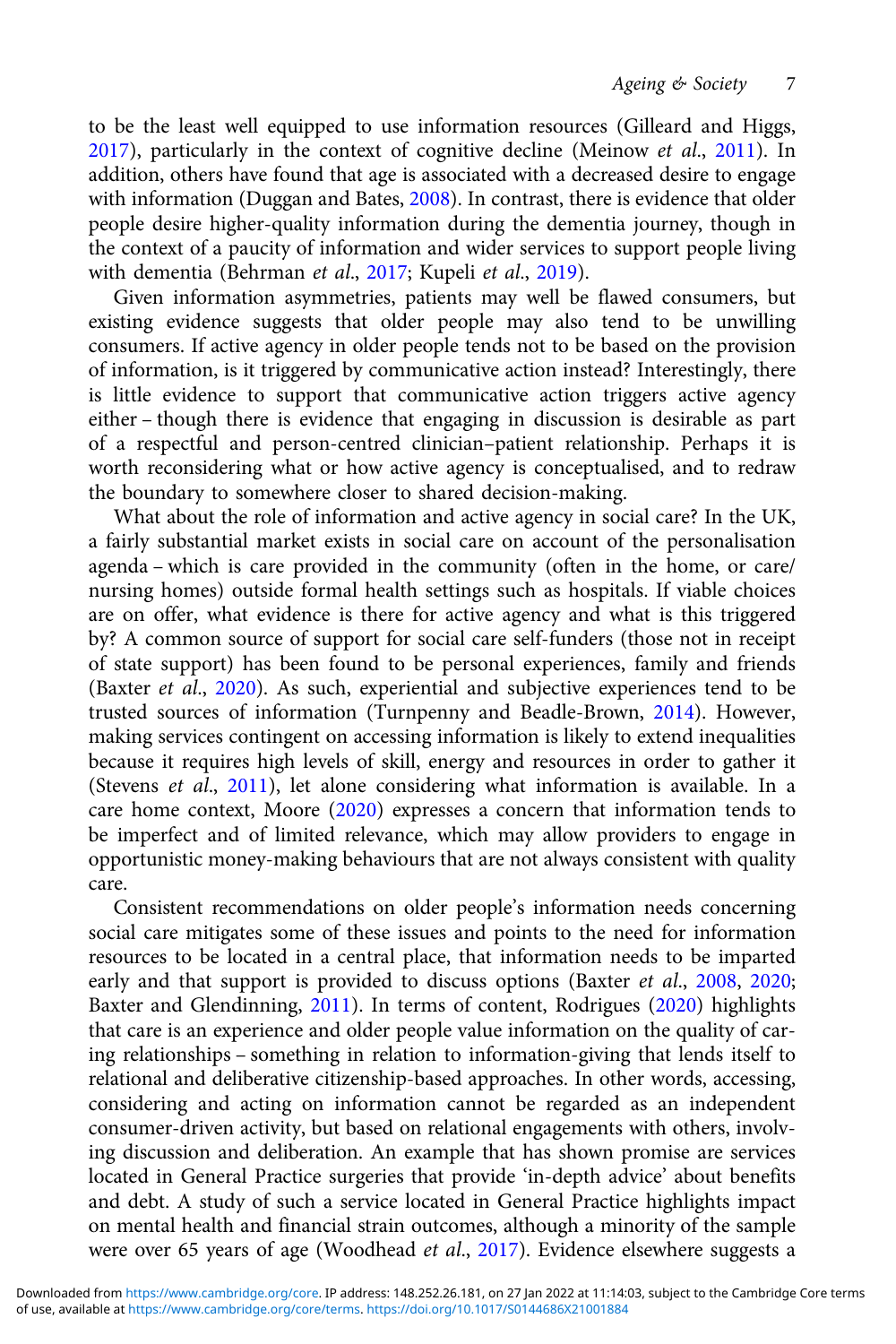to be the least well equipped to use information resources (Gilleard and Higgs, 2017), particularly in the context of cognitive decline (Meinow *et al.*, 2011). In addition, others have found that age is associated with a decreased desire to engage with information (Duggan and Bates, 2008). In contrast, there is evidence that older people desire higher-quality information during the dementia journey, though in the context of a paucity of information and wider services to support people living with dementia (Behrman *et al.*, 2017; Kupeli *et al.*, 2019).

Given information asymmetries, patients may well be flawed consumers, but existing evidence suggests that older people may also tend to be unwilling consumers. If active agency in older people tends not to be based on the provision of information, is it triggered by communicative action instead? Interestingly, there is little evidence to support that communicative action triggers active agency either – though there is evidence that engaging in discussion is desirable as part of a respectful and person-centred clinician–patient relationship. Perhaps it is worth reconsidering what or how active agency is conceptualised, and to redraw the boundary to somewhere closer to shared decision-making.

What about the role of information and active agency in social care? In the UK, a fairly substantial market exists in social care on account of the personalisation agenda – which is care provided in the community (often in the home, or care/nursing homes) outside formal health settings such as hospitals. If viable choices are on offer, what evidence is there for active agency and what is this triggered by? A common source of support for social care self-funders (those not in receipt of state support) has been found to be personal experiences, family and friends (Baxter *et al.*, 2020). As such, experiential and subjective experiences tend to be trusted sources of information (Turnpenny and Beadle-Brown, 2014). However, making services contingent on accessing information is likely to extend inequalities because it requires high levels of skill, energy and resources in order to gather it (Stevens *et al.*, 2011), let alone considering what information is available. In a care home context, Moore (2020) expresses a concern that information tends to be imperfect and of limited relevance, which may allow providers to engage in opportunistic money-making behaviours that are not always consistent with quality care.

Consistent recommendations on older people's information needs concerning social care mitigates some of these issues and points to the need for information resources to be located in a central place, that information needs to be imparted early and that support is provided to discuss options (Baxter *et al.*, 2008, 2020; Baxter and Glendinning, 2011). In terms of content, Rodrigues (2020) highlights that care is an experience and older people value information on the quality of caring relationships – something in relation to information-giving that lends itself to relational and deliberative citizenship-based approaches. In other words, accessing, considering and acting on information cannot be regarded as an independent consumer-driven activity, but based on relational engagements with others, involving discussion and deliberation. An example that has shown promise are services located in General Practice surgeries that provide 'in-depth advice' about benefits and debt. A study of such a service located in General Practice highlights impact on mental health and financial strain outcomes, although a minority of the sample were over 65 years of age (Woodhead *et al.*, 2017). Evidence elsewhere suggests a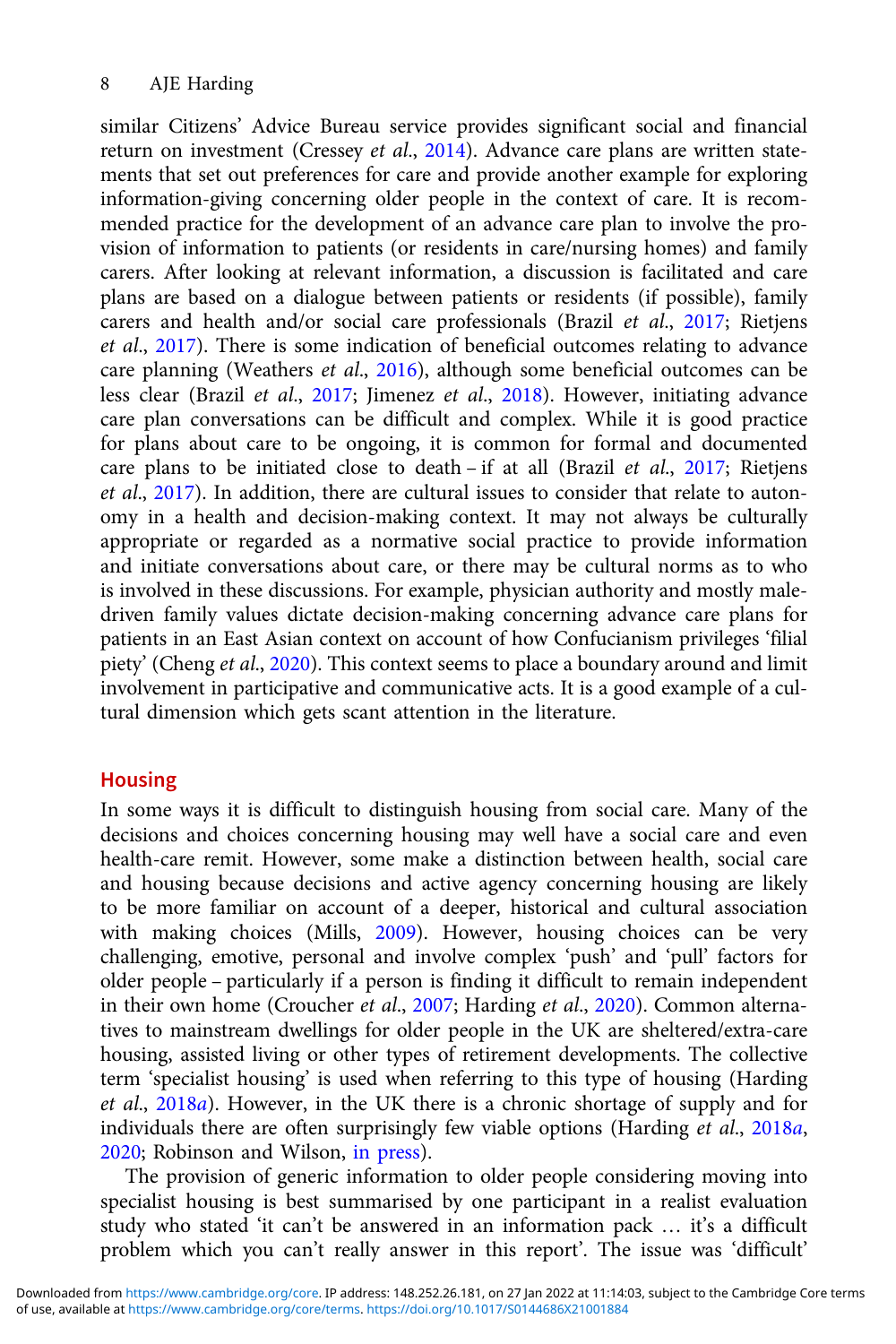similar Citizens' Advice Bureau service provides significant social and financial return on investment (Cressey *et al.*, 2014). Advance care plans are written statements that set out preferences for care and provide another example for exploring information-giving concerning older people in the context of care. It is recommended practice for the development of an advance care plan to involve the provision of information to patients (or residents in care/nursing homes) and family carers. After looking at relevant information, a discussion is facilitated and care plans are based on a dialogue between patients or residents (if possible), family carers and health and/or social care professionals (Brazil *et al.*, 2017; Rietjens *et al.*, 2017). There is some indication of beneficial outcomes relating to advance care planning (Weathers *et al.*, 2016), although some beneficial outcomes can be less clear (Brazil *et al.*, 2017; Jimenez *et al.*, 2018). However, initiating advance care plan conversations can be difficult and complex. While it is good practice for plans about care to be ongoing, it is common for formal and documented care plans to be initiated close to death – if at all (Brazil *et al.*, 2017; Rietjens *et al.*, 2017). In addition, there are cultural issues to consider that relate to autonomy in a health and decision-making context. It may not always be culturally appropriate or regarded as a normative social practice to provide information and initiate conversations about care, or there may be cultural norms as to who is involved in these discussions. For example, physician authority and mostly male-driven family values dictate decision-making concerning advance care plans for patients in an East Asian context on account of how Confucianism privileges 'filial piety' (Cheng *et al.*, 2020). This context seems to place a boundary around and limit involvement in participative and communicative acts. It is a good example of a cultural dimension which gets scant attention in the literature.

## Housing

In some ways it is difficult to distinguish housing from social care. Many of the decisions and choices concerning housing may well have a social care and even health-care remit. However, some make a distinction between health, social care and housing because decisions and active agency concerning housing are likely to be more familiar on account of a deeper, historical and cultural association with making choices (Mills, 2009). However, housing choices can be very challenging, emotive, personal and involve complex 'push' and 'pull' factors for older people – particularly if a person is finding it difficult to remain independent in their own home (Croucher *et al.*, 2007; Harding *et al.*, 2020). Common alternatives to mainstream dwellings for older people in the UK are sheltered/extra-care housing, assisted living or other types of retirement developments. The collective term 'specialist housing' is used when referring to this type of housing (Harding *et al.*, 2018*a*). However, in the UK there is a chronic shortage of supply and for individuals there are often surprisingly few viable options (Harding *et al.*, 2018*a*, 2020; Robinson and Wilson, in press).

The provision of generic information to older people considering moving into specialist housing is best summarised by one participant in a realist evaluation study who stated 'it can't be answered in an information pack … it's a difficult problem which you can't really answer in this report'. The issue was 'difficult'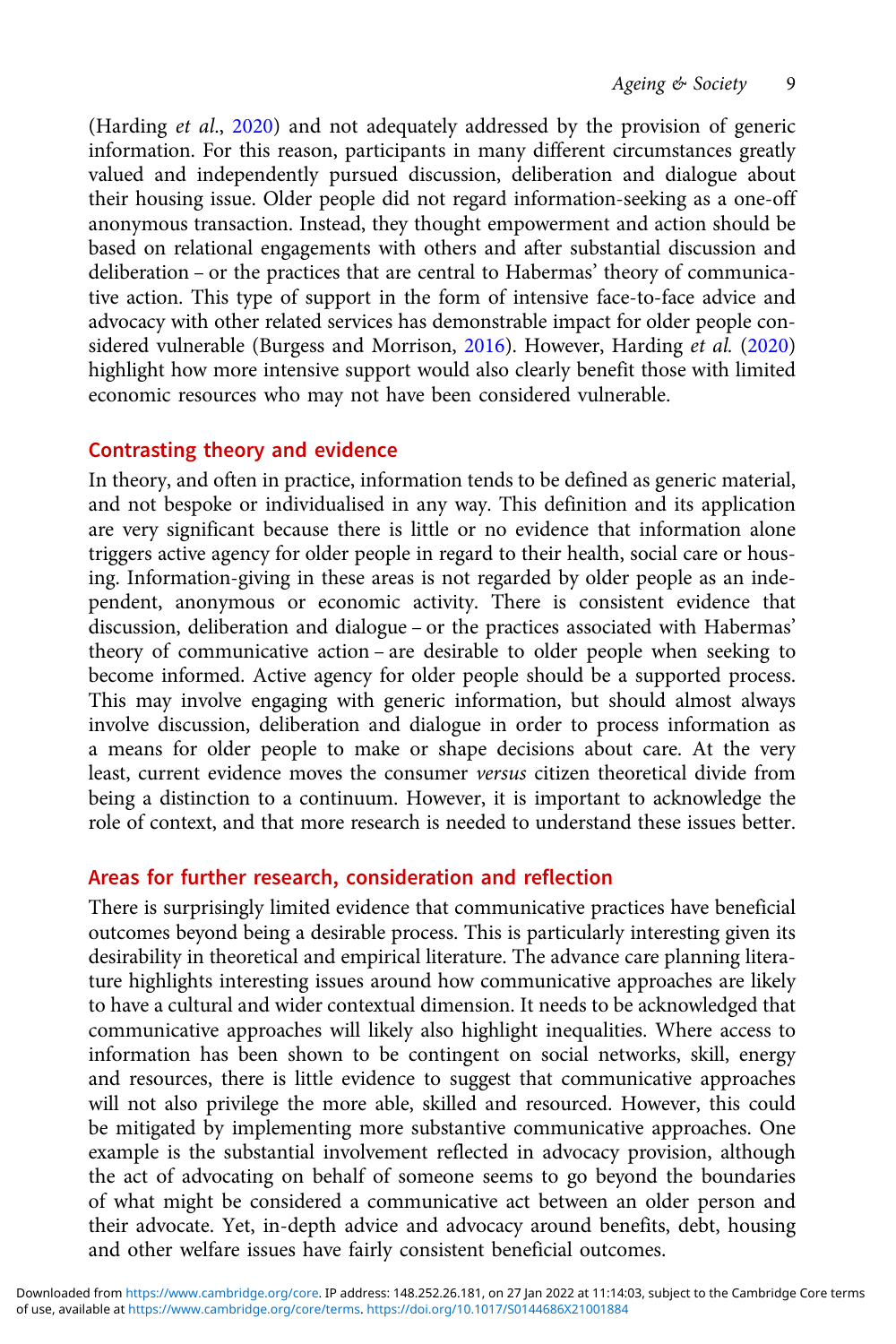(Harding *et al.*, 2020) and not adequately addressed by the provision of generic information. For this reason, participants in many different circumstances greatly valued and independently pursued discussion, deliberation and dialogue about their housing issue. Older people did not regard information-seeking as a one-off anonymous transaction. Instead, they thought empowerment and action should be based on relational engagements with others and after substantial discussion and deliberation – or the practices that are central to Habermas' theory of communicative action. This type of support in the form of intensive face-to-face advice and advocacy with other related services has demonstrable impact for older people considered vulnerable (Burgess and Morrison, 2016). However, Harding *et al.* (2020) highlight how more intensive support would also clearly benefit those with limited economic resources who may not have been considered vulnerable.

## Contrasting theory and evidence

In theory, and often in practice, information tends to be defined as generic material, and not bespoke or individualised in any way. This definition and its application are very significant because there is little or no evidence that information alone triggers active agency for older people in regard to their health, social care or housing. Information-giving in these areas is not regarded by older people as an independent, anonymous or economic activity. There is consistent evidence that discussion, deliberation and dialogue – or the practices associated with Habermas' theory of communicative action – are desirable to older people when seeking to become informed. Active agency for older people should be a supported process. This may involve engaging with generic information, but should almost always involve discussion, deliberation and dialogue in order to process information as a means for older people to make or shape decisions about care. At the very least, current evidence moves the consumer *versus* citizen theoretical divide from being a distinction to a continuum. However, it is important to acknowledge the role of context, and that more research is needed to understand these issues better.

## Areas for further research, consideration and reflection

There is surprisingly limited evidence that communicative practices have beneficial outcomes beyond being a desirable process. This is particularly interesting given its desirability in theoretical and empirical literature. The advance care planning literature highlights interesting issues around how communicative approaches are likely to have a cultural and wider contextual dimension. It needs to be acknowledged that communicative approaches will likely also highlight inequalities. Where access to information has been shown to be contingent on social networks, skill, energy and resources, there is little evidence to suggest that communicative approaches will not also privilege the more able, skilled and resourced. However, this could be mitigated by implementing more substantive communicative approaches. One example is the substantial involvement reflected in advocacy provision, although the act of advocating on behalf of someone seems to go beyond the boundaries of what might be considered a communicative act between an older person and their advocate. Yet, in-depth advice and advocacy around benefits, debt, housing and other welfare issues have fairly consistent beneficial outcomes.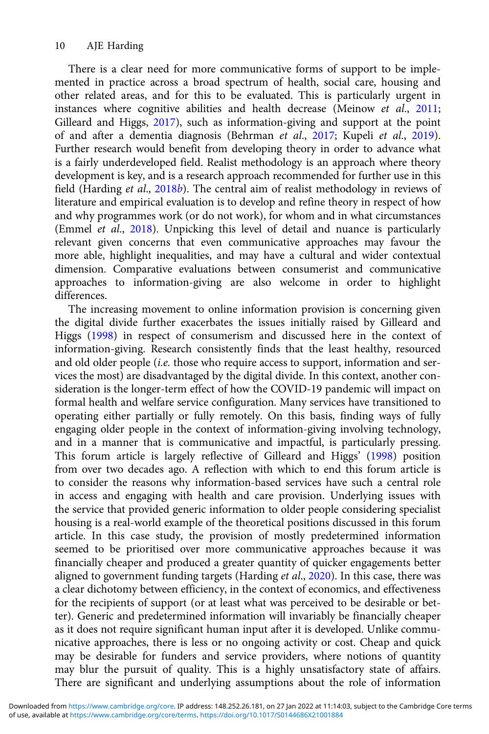There is a clear need for more communicative forms of support to be implemented in practice across a broad spectrum of health, social care, housing and other related areas, and for this to be evaluated. This is particularly urgent in instances where cognitive abilities and health decrease (Meinow *et al.*, 2011; Gilleard and Higgs, 2017), such as information-giving and support at the point of and after a dementia diagnosis (Behrman *et al.*, 2017; Kupeli *et al.*, 2019). Further research would benefit from developing theory in order to advance what is a fairly underdeveloped field. Realist methodology is an approach where theory development is key, and is a research approach recommended for further use in this field (Harding *et al.*, 2018*b*). The central aim of realist methodology in reviews of literature and empirical evaluation is to develop and refine theory in respect of how and why programmes work (or do not work), for whom and in what circumstances (Emmel *et al.*, 2018). Unpicking this level of detail and nuance is particularly relevant given concerns that even communicative approaches may favour the more able, highlight inequalities, and may have a cultural and wider contextual dimension. Comparative evaluations between consumerist and communicative approaches to information-giving are also welcome in order to highlight differences.

The increasing movement to online information provision is concerning given the digital divide further exacerbates the issues initially raised by Gilleard and Higgs (1998) in respect of consumerism and discussed here in the context of information-giving. Research consistently finds that the least healthy, resourced and old older people (*i.e.* those who require access to support, information and services the most) are disadvantaged by the digital divide. In this context, another consideration is the longer-term effect of how the COVID-19 pandemic will impact on formal health and welfare service configuration. Many services have transitioned to operating either partially or fully remotely. On this basis, finding ways of fully engaging older people in the context of information-giving involving technology, and in a manner that is communicative and impactful, is particularly pressing. This forum article is largely reflective of Gilleard and Higgs' (1998) position from over two decades ago. A reflection with which to end this forum article is to consider the reasons why information-based services have such a central role in access and engaging with health and care provision. Underlying issues with the service that provided generic information to older people considering specialist housing is a real-world example of the theoretical positions discussed in this forum article. In this case study, the provision of mostly predetermined information seemed to be prioritised over more communicative approaches because it was financially cheaper and produced a greater quantity of quicker engagements better aligned to government funding targets (Harding *et al.*, 2020). In this case, there was a clear dichotomy between efficiency, in the context of economics, and effectiveness for the recipients of support (or at least what was perceived to be desirable or better). Generic and predetermined information will invariably be financially cheaper as it does not require significant human input after it is developed. Unlike communicative approaches, there is less or no ongoing activity or cost. Cheap and quick may be desirable for funders and service providers, where notions of quantity may blur the pursuit of quality. This is a highly unsatisfactory state of affairs. There are significant and underlying assumptions about the role of information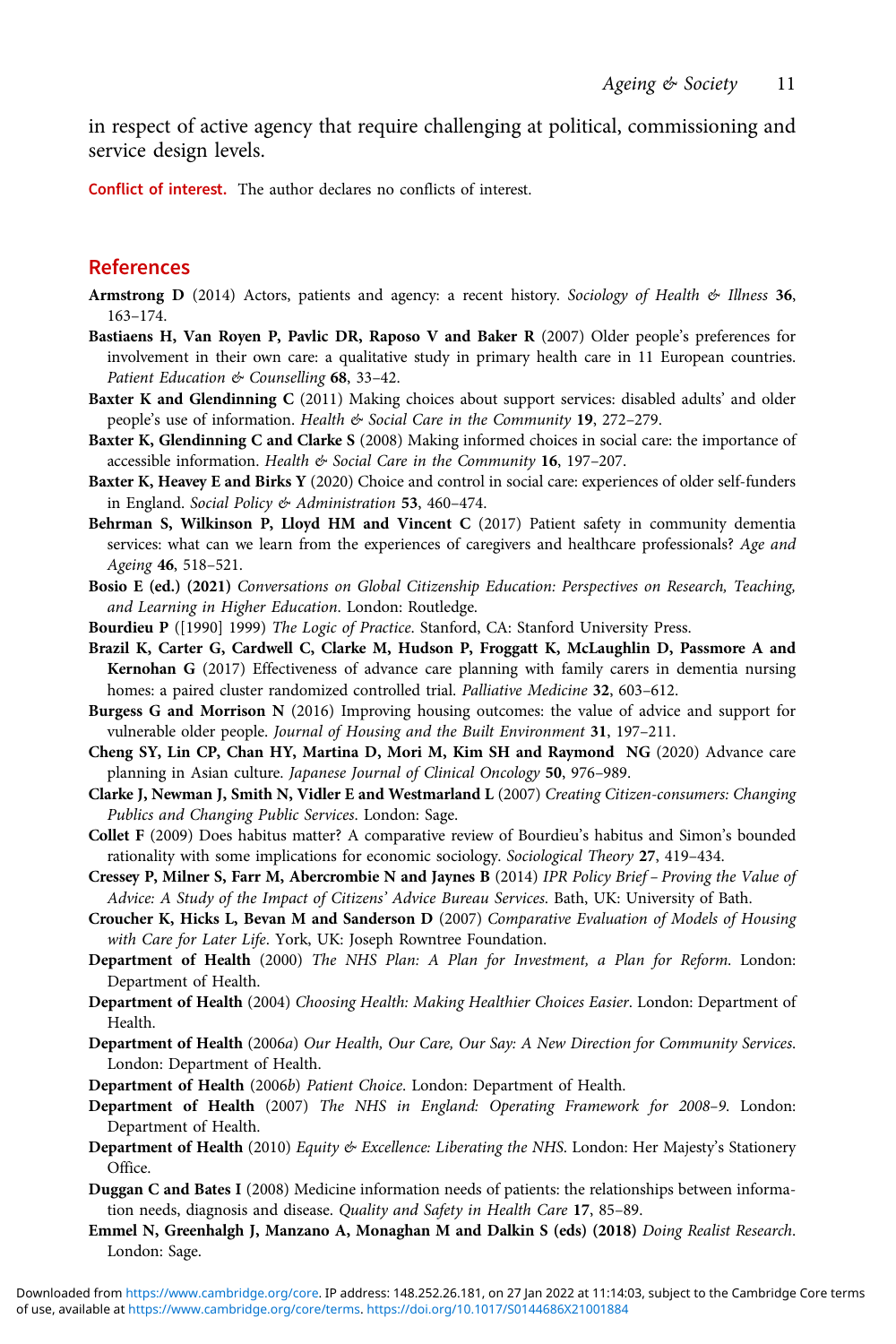in respect of active agency that require challenging at political, commissioning and service design levels.

**Conflict of interest.** The author declares no conflicts of interest.

## References

**Armstrong D** (2014) Actors, patients and agency: a recent history. *Sociology of Health & Illness* **36**, 163–174.

**Bastiaens H, Van Royen P, Pavlic DR, Raposo V and Baker R** (2007) Older people's preferences for involvement in their own care: a qualitative study in primary health care in 11 European countries. *Patient Education & Counselling* **68**, 33–42.

**Baxter K and Glendinning C** (2011) Making choices about support services: disabled adults' and older people's use of information. *Health & Social Care in the Community* **19**, 272–279.

**Baxter K, Glendinning C and Clarke S** (2008) Making informed choices in social care: the importance of accessible information. *Health & Social Care in the Community* **16**, 197–207.

**Baxter K, Heavey E and Birks Y** (2020) Choice and control in social care: experiences of older self-funders in England. *Social Policy & Administration* **53**, 460–474.

**Behrman S, Wilkinson P, Lloyd HM and Vincent C** (2017) Patient safety in community dementia services: what can we learn from the experiences of caregivers and healthcare professionals? *Age and Ageing* **46**, 518–521.

**Bosio E (ed.) (2021)** *Conversations on Global Citizenship Education: Perspectives on Research, Teaching, and Learning in Higher Education.* London: Routledge.

**Bourdieu P** ([1990] 1999) *The Logic of Practice.* Stanford, CA: Stanford University Press.

**Brazil K, Carter G, Cardwell C, Clarke M, Hudson P, Froggatt K, McLaughlin D, Passmore A and Kernohan G** (2017) Effectiveness of advance care planning with family carers in dementia nursing homes: a paired cluster randomized controlled trial. *Palliative Medicine* **32**, 603–612.

**Burgess G and Morrison N** (2016) Improving housing outcomes: the value of advice and support for vulnerable older people. *Journal of Housing and the Built Environment* **31**, 197–211.

**Cheng SY, Lin CP, Chan HY, Martina D, Mori M, Kim SH and Raymond NG** (2020) Advance care planning in Asian culture. *Japanese Journal of Clinical Oncology* **50**, 976–989.

**Clarke J, Newman J, Smith N, Vidler E and Westmarland L** (2007) *Creating Citizen-consumers: Changing Publics and Changing Public Services.* London: Sage.

**Collet F** (2009) Does habitus matter? A comparative review of Bourdieu's habitus and Simon's bounded rationality with some implications for economic sociology. *Sociological Theory* **27**, 419–434.

**Cressey P, Milner S, Farr M, Abercrombie N and Jaynes B** (2014) *IPR Policy Brief – Proving the Value of Advice: A Study of the Impact of Citizens' Advice Bureau Services.* Bath, UK: University of Bath.

**Croucher K, Hicks L, Bevan M and Sanderson D** (2007) *Comparative Evaluation of Models of Housing with Care for Later Life*. York, UK: Joseph Rowntree Foundation.

**Department of Health** (2000) *The NHS Plan: A Plan for Investment, a Plan for Reform.* London: Department of Health.

**Department of Health** (2004) *Choosing Health: Making Healthier Choices Easier*. London: Department of Health.

**Department of Health** (2006*a*) *Our Health, Our Care, Our Say: A New Direction for Community Services.* London: Department of Health.

**Department of Health** (2006*b*) *Patient Choice.* London: Department of Health.

**Department of Health** (2007) *The NHS in England: Operating Framework for 2008–9*. London: Department of Health.

**Department of Health** (2010) *Equity & Excellence: Liberating the NHS*. London: Her Majesty's Stationery Office.

**Duggan C and Bates I** (2008) Medicine information needs of patients: the relationships between information needs, diagnosis and disease. *Quality and Safety in Health Care* **17**, 85–89.

**Emmel N, Greenhalgh J, Manzano A, Monaghan M and Dalkin S (eds) (2018)** *Doing Realist Research*. London: Sage.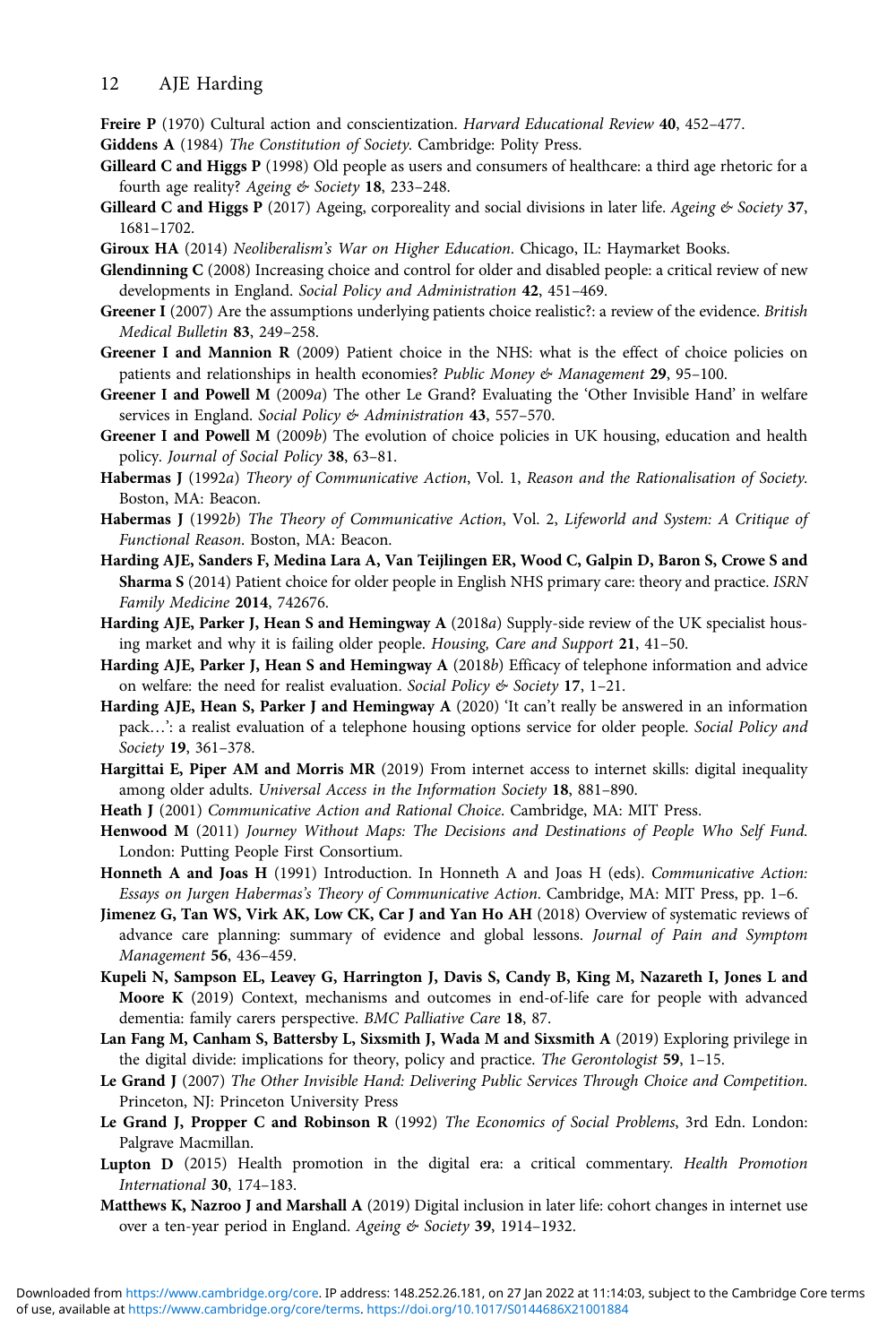**Freire P** (1970) Cultural action and conscientization. *Harvard Educational Review* **40**, 452–477.

**Giddens A** (1984) *The Constitution of Society*. Cambridge: Polity Press.

**Gilleard C and Higgs P** (1998) Old people as users and consumers of healthcare: a third age rhetoric for a fourth age reality? *Ageing & Society* **18**, 233–248.

**Gilleard C and Higgs P** (2017) Ageing, corporeality and social divisions in later life. *Ageing & Society* **37**, 1681–1702.

**Giroux HA** (2014) *Neoliberalism's War on Higher Education*. Chicago, IL: Haymarket Books.

**Glendinning C** (2008) Increasing choice and control for older and disabled people: a critical review of new developments in England. *Social Policy and Administration* **42**, 451–469.

**Greener I** (2007) Are the assumptions underlying patients choice realistic?: a review of the evidence. *British Medical Bulletin* **83**, 249–258.

**Greener I and Mannion R** (2009) Patient choice in the NHS: what is the effect of choice policies on patients and relationships in health economies? *Public Money & Management* **29**, 95–100.

**Greener I and Powell M** (2009*a*) The other Le Grand? Evaluating the 'Other Invisible Hand' in welfare services in England. *Social Policy & Administration* **43**, 557–570.

**Greener I and Powell M** (2009*b*) The evolution of choice policies in UK housing, education and health policy. *Journal of Social Policy* **38**, 63–81.

**Habermas J** (1992*a*) *Theory of Communicative Action*, Vol. 1, *Reason and the Rationalisation of Society*. Boston, MA: Beacon.

**Habermas J** (1992*b*) *The Theory of Communicative Action*, Vol. 2, *Lifeworld and System: A Critique of Functional Reason*. Boston, MA: Beacon.

**Harding AJE, Sanders F, Medina Lara A, Van Teijlingen ER, Wood C, Galpin D, Baron S, Crowe S and Sharma S** (2014) Patient choice for older people in English NHS primary care: theory and practice. *ISRN Family Medicine* **2014**, 742676.

**Harding AJE, Parker J, Hean S and Hemingway A** (2018*a*) Supply-side review of the UK specialist housing market and why it is failing older people. *Housing, Care and Support* **21**, 41–50.

**Harding AJE, Parker J, Hean S and Hemingway A** (2018*b*) Efficacy of telephone information and advice on welfare: the need for realist evaluation. *Social Policy & Society* **17**, 1–21.

**Harding AJE, Hean S, Parker J and Hemingway A** (2020) 'It can't really be answered in an information pack…': a realist evaluation of a telephone housing options service for older people. *Social Policy and Society* **19**, 361–378.

**Hargittai E, Piper AM and Morris MR** (2019) From internet access to internet skills: digital inequality among older adults. *Universal Access in the Information Society* **18**, 881–890.

**Heath J** (2001) *Communicative Action and Rational Choice*. Cambridge, MA: MIT Press.

**Henwood M** (2011) *Journey Without Maps: The Decisions and Destinations of People Who Self Fund*. London: Putting People First Consortium.

**Honneth A and Joas H** (1991) Introduction. In Honneth A and Joas H (eds). *Communicative Action: Essays on Jurgen Habermas's Theory of Communicative Action*. Cambridge, MA: MIT Press, pp. 1–6.

**Jimenez G, Tan WS, Virk AK, Low CK, Car J and Yan Ho AH** (2018) Overview of systematic reviews of advance care planning: summary of evidence and global lessons. *Journal of Pain and Symptom Management* **56**, 436–459.

**Kupeli N, Sampson EL, Leavey G, Harrington J, Davis S, Candy B, King M, Nazareth I, Jones L and Moore K** (2019) Context, mechanisms and outcomes in end-of-life care for people with advanced dementia: family carers perspective. *BMC Palliative Care* **18**, 87.

**Lan Fang M, Canham S, Battersby L, Sixsmith J, Wada M and Sixsmith A** (2019) Exploring privilege in the digital divide: implications for theory, policy and practice. *The Gerontologist* **59**, 1–15.

**Le Grand J** (2007) *The Other Invisible Hand: Delivering Public Services Through Choice and Competition*. Princeton, NJ: Princeton University Press

**Le Grand J, Propper C and Robinson R** (1992) *The Economics of Social Problems*, 3rd Edn. London: Palgrave Macmillan.

**Lupton D** (2015) Health promotion in the digital era: a critical commentary. *Health Promotion International* **30**, 174–183.

**Matthews K, Nazroo J and Marshall A** (2019) Digital inclusion in later life: cohort changes in internet use over a ten-year period in England. *Ageing & Society* **39**, 1914–1932.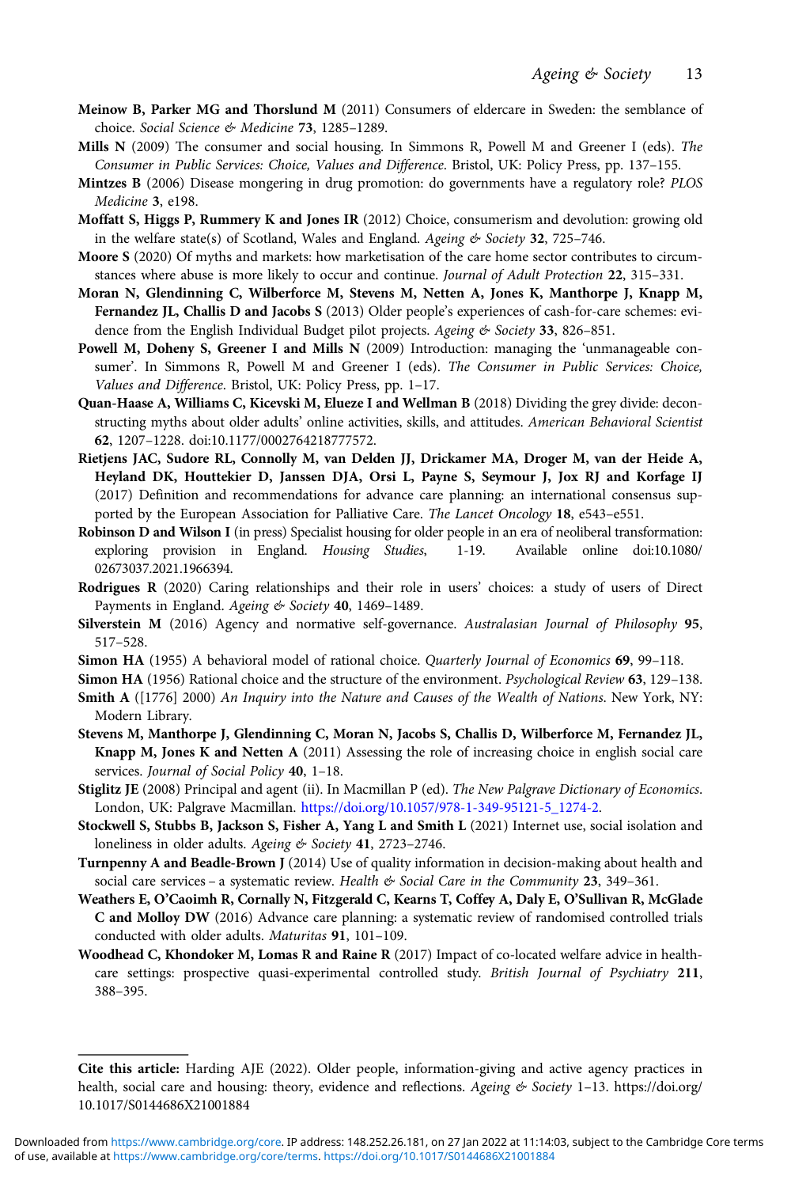**Meinow B, Parker MG and Thorslund M** (2011) Consumers of eldercare in Sweden: the semblance of choice. *Social Science & Medicine* **73**, 1285–1289.

**Mills N** (2009) The consumer and social housing. In Simmons R, Powell M and Greener I (eds). *The Consumer in Public Services: Choice, Values and Difference*. Bristol, UK: Policy Press, pp. 137–155.

**Mintzes B** (2006) Disease mongering in drug promotion: do governments have a regulatory role? *PLOS Medicine* **3**, e198.

**Moffatt S, Higgs P, Rummery K and Jones IR** (2012) Choice, consumerism and devolution: growing old in the welfare state(s) of Scotland, Wales and England. *Ageing & Society* **32**, 725–746.

**Moore S** (2020) Of myths and markets: how marketisation of the care home sector contributes to circumstances where abuse is more likely to occur and continue. *Journal of Adult Protection* **22**, 315–331.

**Moran N, Glendinning C, Wilberforce M, Stevens M, Netten A, Jones K, Manthorpe J, Knapp M, Fernandez JL, Challis D and Jacobs S** (2013) Older people's experiences of cash-for-care schemes: evidence from the English Individual Budget pilot projects. *Ageing & Society* **33**, 826–851.

**Powell M, Doheny S, Greener I and Mills N** (2009) Introduction: managing the 'unmanageable consumer'. In Simmons R, Powell M and Greener I (eds). *The Consumer in Public Services: Choice, Values and Difference*. Bristol, UK: Policy Press, pp. 1–17.

**Quan-Haase A, Williams C, Kicevski M, Elueze I and Wellman B** (2018) Dividing the grey divide: deconstructing myths about older adults' online activities, skills, and attitudes. *American Behavioral Scientist* **62**, 1207–1228. doi:10.1177/0002764218777572.

**Rietjens JAC, Sudore RL, Connolly M, van Delden JJ, Drickamer MA, Droger M, van der Heide A, Heyland DK, Houttekier D, Janssen DJA, Orsi L, Payne S, Seymour J, Jox RJ and Korfage IJ** (2017) Definition and recommendations for advance care planning: an international consensus supported by the European Association for Palliative Care. *The Lancet Oncology* **18**, e543–e551.

**Robinson D and Wilson I** (in press) Specialist housing for older people in an era of neoliberal transformation: exploring provision in England. *Housing Studies*, 1-19. Available online doi:10.1080/02673037.2021.1966394.

**Rodrigues R** (2020) Caring relationships and their role in users' choices: a study of users of Direct Payments in England. *Ageing & Society* **40**, 1469–1489.

**Silverstein M** (2016) Agency and normative self-governance. *Australasian Journal of Philosophy* **95**, 517–528.

**Simon HA** (1955) A behavioral model of rational choice. *Quarterly Journal of Economics* **69**, 99–118.

**Simon HA** (1956) Rational choice and the structure of the environment. *Psychological Review* **63**, 129–138.

**Smith A** ([1776] 2000) *An Inquiry into the Nature and Causes of the Wealth of Nations*. New York, NY: Modern Library.

**Stevens M, Manthorpe J, Glendinning C, Moran N, Jacobs S, Challis D, Wilberforce M, Fernandez JL, Knapp M, Jones K and Netten A** (2011) Assessing the role of increasing choice in english social care services. *Journal of Social Policy* **40**, 1–18.

**Stiglitz JE** (2008) Principal and agent (ii). In Macmillan P (ed). *The New Palgrave Dictionary of Economics*. London, UK: Palgrave Macmillan. https://doi.org/10.1057/978-1-349-95121-5_1274-2.

**Stockwell S, Stubbs B, Jackson S, Fisher A, Yang L and Smith L** (2021) Internet use, social isolation and loneliness in older adults. *Ageing & Society* **41**, 2723–2746.

**Turnpenny A and Beadle-Brown J** (2014) Use of quality information in decision-making about health and social care services – a systematic review. *Health & Social Care in the Community* **23**, 349–361.

**Weathers E, O'Caoimh R, Cornally N, Fitzgerald C, Kearns T, Coffey A, Daly E, O'Sullivan R, McGlade C and Molloy DW** (2016) Advance care planning: a systematic review of randomised controlled trials conducted with older adults. *Maturitas* **91**, 101–109.

**Woodhead C, Khondoker M, Lomas R and Raine R** (2017) Impact of co-located welfare advice in healthcare settings: prospective quasi-experimental controlled study. *British Journal of Psychiatry* **211**, 388–395.

---

**Cite this article:** Harding AJE (2022). Older people, information-giving and active agency practices in health, social care and housing: theory, evidence and reflections. *Ageing & Society* 1–13. https://doi.org/10.1017/S0144686X21001884